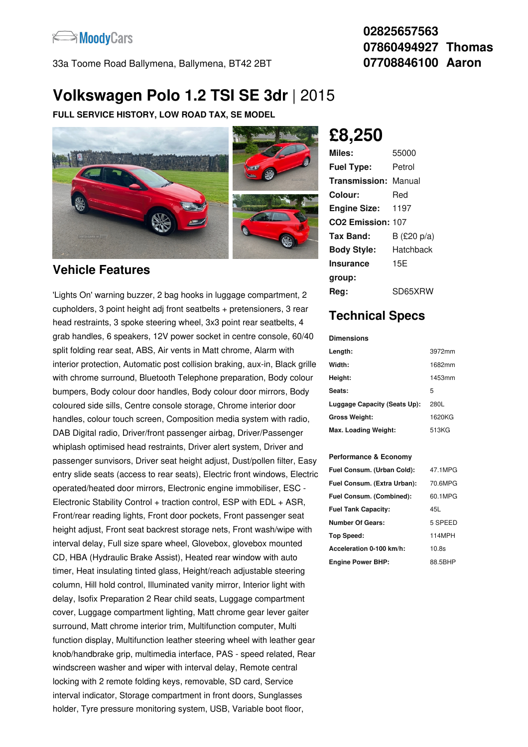MoodyCars

33a Toome Road Ballymena, Ballymena, BT42 2BT

**02825657563**
**07860494927 Thomas**
**07708846100 Aaron**

# Volkswagen Polo 1.2 TSI SE 3dr | 2015

**FULL SERVICE HISTORY, LOW ROAD TAX, SE MODEL**

## £8,250

| | |
|---|---|
| **Miles:** | 55000 |
| **Fuel Type:** | Petrol |
| **Transmission:** | Manual |
| **Colour:** | Red |
| **Engine Size:** | 1197 |
| **CO2 Emission:** | 107 |
| **Tax Band:** | B (£20 p/a) |
| **Body Style:** | Hatchback |
| **Insurance group:** | 15E |
| **Reg:** | SD65XRW |

## Vehicle Features

'Lights On' warning buzzer, 2 bag hooks in luggage compartment, 2 cupholders, 3 point height adj front seatbelts + pretensioners, 3 rear head restraints, 3 spoke steering wheel, 3x3 point rear seatbelts, 4 grab handles, 6 speakers, 12V power socket in centre console, 60/40 split folding rear seat, ABS, Air vents in Matt chrome, Alarm with interior protection, Automatic post collision braking, aux-in, Black grille with chrome surround, Bluetooth Telephone preparation, Body colour bumpers, Body colour door handles, Body colour door mirrors, Body coloured side sills, Centre console storage, Chrome interior door handles, colour touch screen, Composition media system with radio, DAB Digital radio, Driver/front passenger airbag, Driver/Passenger whiplash optimised head restraints, Driver alert system, Driver and passenger sunvisors, Driver seat height adjust, Dust/pollen filter, Easy entry slide seats (access to rear seats), Electric front windows, Electric operated/heated door mirrors, Electronic engine immobiliser, ESC - Electronic Stability Control + traction control, ESP with EDL + ASR, Front/rear reading lights, Front door pockets, Front passenger seat height adjust, Front seat backrest storage nets, Front wash/wipe with interval delay, Full size spare wheel, Glovebox, glovebox mounted CD, HBA (Hydraulic Brake Assist), Heated rear window with auto timer, Heat insulating tinted glass, Height/reach adjustable steering column, Hill hold control, Illuminated vanity mirror, Interior light with delay, Isofix Preparation 2 Rear child seats, Luggage compartment cover, Luggage compartment lighting, Matt chrome gear lever gaiter surround, Matt chrome interior trim, Multifunction computer, Multi function display, Multifunction leather steering wheel with leather gear knob/handbrake grip, multimedia interface, PAS - speed related, Rear windscreen washer and wiper with interval delay, Remote central locking with 2 remote folding keys, removable, SD card, Service interval indicator, Storage compartment in front doors, Sunglasses holder, Tyre pressure monitoring system, USB, Variable boot floor,

## Technical Specs

**Dimensions**

| | |
|---|---|
| **Length:** | 3972mm |
| **Width:** | 1682mm |
| **Height:** | 1453mm |
| **Seats:** | 5 |
| **Luggage Capacity (Seats Up):** | 280L |
| **Gross Weight:** | 1620KG |
| **Max. Loading Weight:** | 513KG |

**Performance & Economy**

| | |
|---|---|
| **Fuel Consum. (Urban Cold):** | 47.1MPG |
| **Fuel Consum. (Extra Urban):** | 70.6MPG |
| **Fuel Consum. (Combined):** | 60.1MPG |
| **Fuel Tank Capacity:** | 45L |
| **Number Of Gears:** | 5 SPEED |
| **Top Speed:** | 114MPH |
| **Acceleration 0-100 km/h:** | 10.8s |
| **Engine Power BHP:** | 88.5BHP |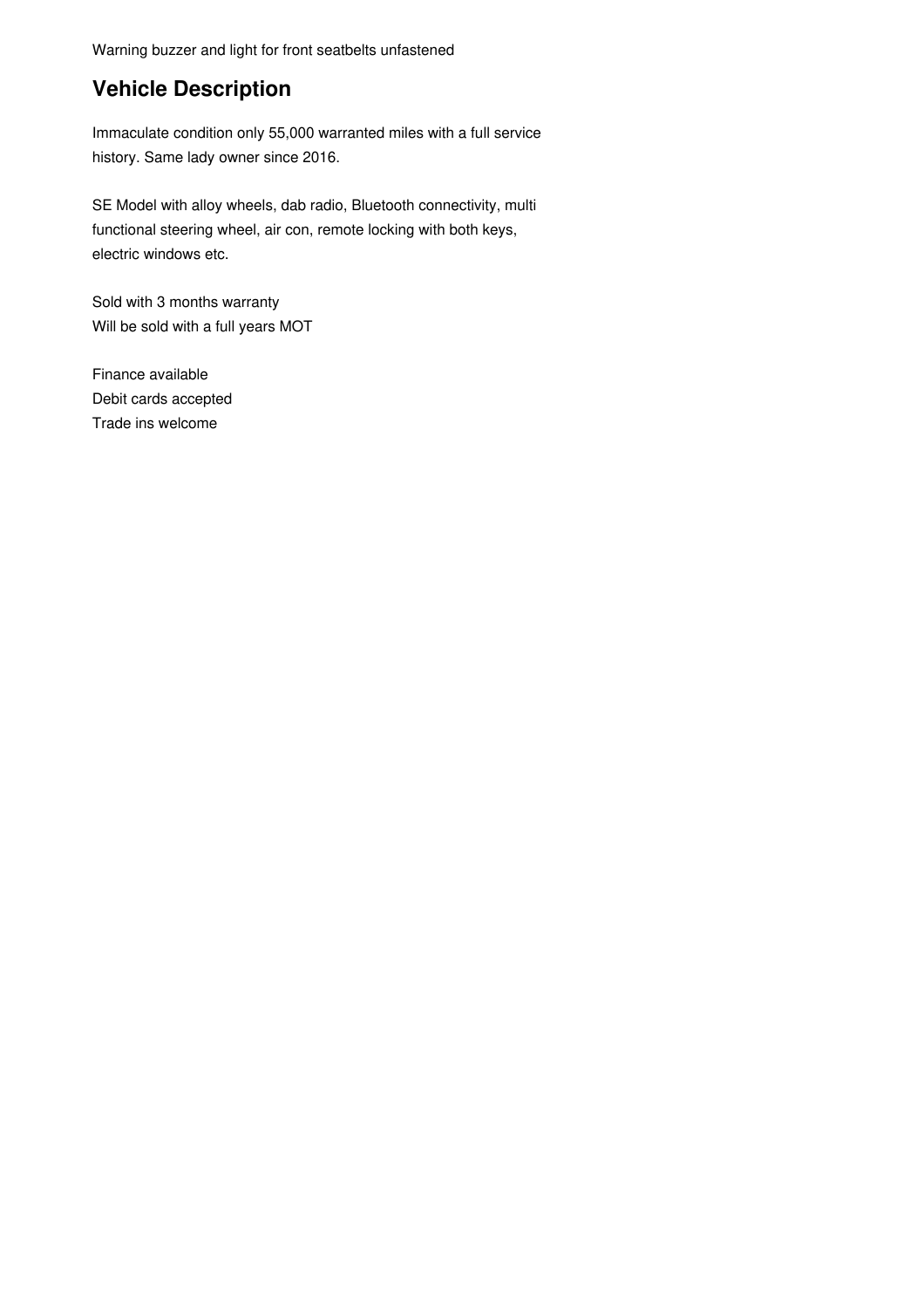Warning buzzer and light for front seatbelts unfastened

## Vehicle Description

Immaculate condition only 55,000 warranted miles with a full service history. Same lady owner since 2016.

SE Model with alloy wheels, dab radio, Bluetooth connectivity, multi functional steering wheel, air con, remote locking with both keys, electric windows etc.

Sold with 3 months warranty
Will be sold with a full years MOT

Finance available
Debit cards accepted
Trade ins welcome